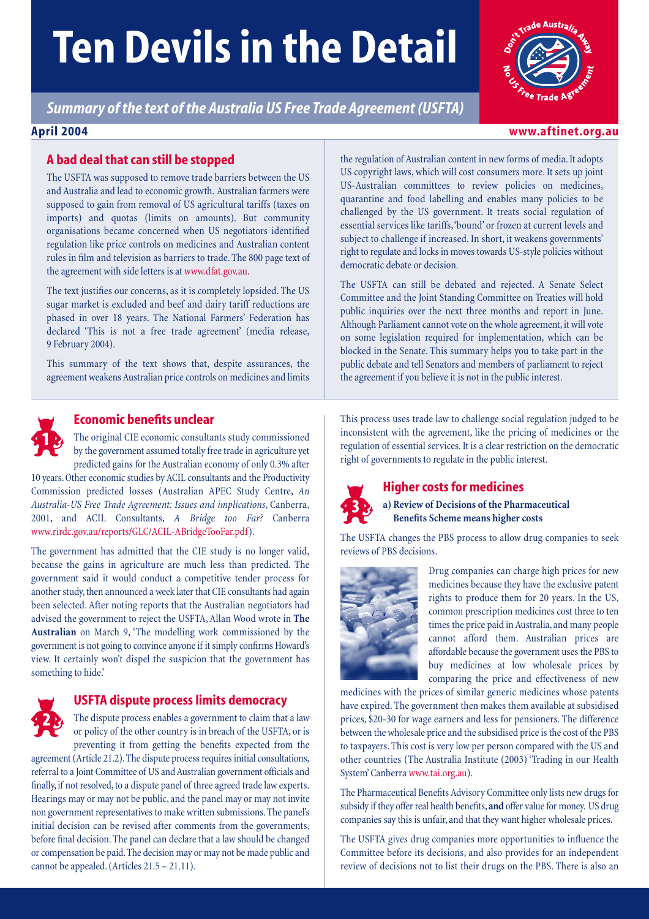# Ten Devils in the Detail

*Summary of the text of the Australia US Free Trade Agreement (USFTA)*

**April 2004**

**www.aftinet.org.au**

## A bad deal that can still be stopped

The USFTA was supposed to remove trade barriers between the US and Australia and lead to economic growth. Australian farmers were supposed to gain from removal of US agricultural tariffs (taxes on imports) and quotas (limits on amounts). But community organisations became concerned when US negotiators identified regulation like price controls on medicines and Australian content rules in film and television as barriers to trade. The 800 page text of the agreement with side letters is at www.dfat.gov.au.

The text justifies our concerns, as it is completely lopsided. The US sugar market is excluded and beef and dairy tariff reductions are phased in over 18 years. The National Farmers' Federation has declared 'This is not a free trade agreement' (media release, 9 February 2004).

This summary of the text shows that, despite assurances, the agreement weakens Australian price controls on medicines and limits the regulation of Australian content in new forms of media. It adopts US copyright laws, which will cost consumers more. It sets up joint US-Australian committees to review policies on medicines, quarantine and food labelling and enables many policies to be challenged by the US government. It treats social regulation of essential services like tariffs, 'bound' or frozen at current levels and subject to challenge if increased. In short, it weakens governments' right to regulate and locks in moves towards US-style policies without democratic debate or decision.

The USFTA can still be debated and rejected. A Senate Select Committee and the Joint Standing Committee on Treaties will hold public inquiries over the next three months and report in June. Although Parliament cannot vote on the whole agreement, it will vote on some legislation required for implementation, which can be blocked in the Senate. This summary helps you to take part in the public debate and tell Senators and members of parliament to reject the agreement if you believe it is not in the public interest.

## 1. Economic benefits unclear

The original CIE economic consultants study commissioned by the government assumed totally free trade in agriculture yet predicted gains for the Australian economy of only 0.3% after 10 years. Other economic studies by ACIL consultants and the Productivity Commission predicted losses (Australian APEC Study Centre, *An Australia-US Free Trade Agreement: Issues and implications*, Canberra, 2001, and ACIL Consultants, *A Bridge too Far?* Canberra www.rirdc.gov.au/reports/GLC/ACIL-ABridgeTooFar.pdf).

The government has admitted that the CIE study is no longer valid, because the gains in agriculture are much less than predicted. The government said it would conduct a competitive tender process for another study, then announced a week later that CIE consultants had again been selected. After noting reports that the Australian negotiators had advised the government to reject the USFTA, Allan Wood wrote in **The Australian** on March 9, 'The modelling work commissioned by the government is not going to convince anyone if it simply confirms Howard's view. It certainly won't dispel the suspicion that the government has something to hide.'

## 2. USFTA dispute process limits democracy

The dispute process enables a government to claim that a law or policy of the other country is in breach of the USFTA, or is preventing it from getting the benefits expected from the agreement (Article 21.2). The dispute process requires initial consultations, referral to a Joint Committee of US and Australian government officials and finally, if not resolved, to a dispute panel of three agreed trade law experts. Hearings may or may not be public, and the panel may or may not invite non government representatives to make written submissions. The panel's initial decision can be revised after comments from the governments, before final decision. The panel can declare that a law should be changed or compensation be paid. The decision may or may not be made public and cannot be appealed. (Articles 21.5 – 21.11).

This process uses trade law to challenge social regulation judged to be inconsistent with the agreement, like the pricing of medicines or the regulation of essential services. It is a clear restriction on the democratic right of governments to regulate in the public interest.

## 3. Higher costs for medicines

**a) Review of Decisions of the Pharmaceutical Benefits Scheme means higher costs**

The USFTA changes the PBS process to allow drug companies to seek reviews of PBS decisions.

Drug companies can charge high prices for new medicines because they have the exclusive patent rights to produce them for 20 years. In the US, common prescription medicines cost three to ten times the price paid in Australia, and many people cannot afford them. Australian prices are affordable because the government uses the PBS to buy medicines at low wholesale prices by comparing the price and effectiveness of new medicines with the prices of similar generic medicines whose patents have expired. The government then makes them available at subsidised prices, $20-30 for wage earners and less for pensioners. The difference between the wholesale price and the subsidised price is the cost of the PBS to taxpayers. This cost is very low per person compared with the US and other countries (The Australia Institute (2003) 'Trading in our Health System' Canberra www.tai.org.au).

The Pharmaceutical Benefits Advisory Committee only lists new drugs for subsidy if they offer real health benefits, **and** offer value for money. US drug companies say this is unfair, and that they want higher wholesale prices.

The USFTA gives drug companies more opportunities to influence the Committee before its decisions, and also provides for an independent review of decisions not to list their drugs on the PBS. There is also an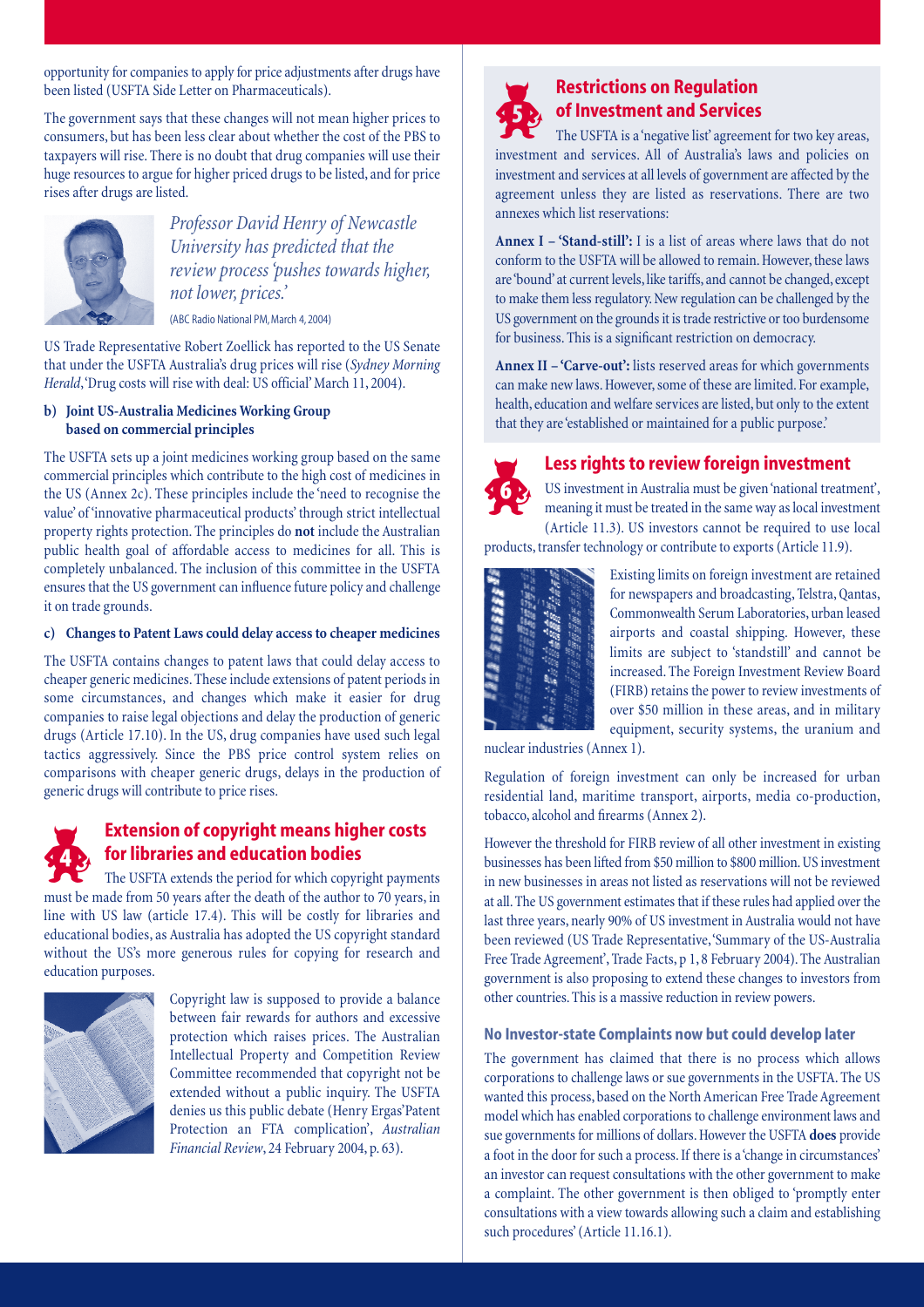opportunity for companies to apply for price adjustments after drugs have been listed (USFTA Side Letter on Pharmaceuticals).

The government says that these changes will not mean higher prices to consumers, but has been less clear about whether the cost of the PBS to taxpayers will rise. There is no doubt that drug companies will use their huge resources to argue for higher priced drugs to be listed, and for price rises after drugs are listed.

*Professor David Henry of Newcastle University has predicted that the review process 'pushes towards higher, not lower, prices.'*

(ABC Radio National PM, March 4, 2004)

US Trade Representative Robert Zoellick has reported to the US Senate that under the USFTA Australia's drug prices will rise (*Sydney Morning Herald*, 'Drug costs will rise with deal: US official' March 11, 2004).

**b) Joint US-Australia Medicines Working Group based on commercial principles**

The USFTA sets up a joint medicines working group based on the same commercial principles which contribute to the high cost of medicines in the US (Annex 2c). These principles include the 'need to recognise the value' of 'innovative pharmaceutical products' through strict intellectual property rights protection. The principles do **not** include the Australian public health goal of affordable access to medicines for all. This is completely unbalanced. The inclusion of this committee in the USFTA ensures that the US government can influence future policy and challenge it on trade grounds.

**c) Changes to Patent Laws could delay access to cheaper medicines**

The USFTA contains changes to patent laws that could delay access to cheaper generic medicines. These include extensions of patent periods in some circumstances, and changes which make it easier for drug companies to raise legal objections and delay the production of generic drugs (Article 17.10). In the US, drug companies have used such legal tactics aggressively. Since the PBS price control system relies on comparisons with cheaper generic drugs, delays in the production of generic drugs will contribute to price rises.

## 4 Extension of copyright means higher costs for libraries and education bodies

The USFTA extends the period for which copyright payments must be made from 50 years after the death of the author to 70 years, in line with US law (article 17.4). This will be costly for libraries and educational bodies, as Australia has adopted the US copyright standard without the US's more generous rules for copying for research and education purposes.

Copyright law is supposed to provide a balance between fair rewards for authors and excessive protection which raises prices. The Australian Intellectual Property and Competition Review Committee recommended that copyright not be extended without a public inquiry. The USFTA denies us this public debate (Henry Ergas'Patent Protection an FTA complication', *Australian Financial Review*, 24 February 2004, p. 63).

## 5 Restrictions on Regulation of Investment and Services

The USFTA is a 'negative list' agreement for two key areas, investment and services. All of Australia's laws and policies on investment and services at all levels of government are affected by the agreement unless they are listed as reservations. There are two annexes which list reservations:

**Annex I – 'Stand-still':** I is a list of areas where laws that do not conform to the USFTA will be allowed to remain. However, these laws are 'bound' at current levels, like tariffs, and cannot be changed, except to make them less regulatory. New regulation can be challenged by the US government on the grounds it is trade restrictive or too burdensome for business. This is a significant restriction on democracy.

**Annex II – 'Carve-out':** lists reserved areas for which governments can make new laws. However, some of these are limited. For example, health, education and welfare services are listed, but only to the extent that they are 'established or maintained for a public purpose.'

## 6 Less rights to review foreign investment

US investment in Australia must be given 'national treatment', meaning it must be treated in the same way as local investment (Article 11.3). US investors cannot be required to use local products, transfer technology or contribute to exports (Article 11.9).

Existing limits on foreign investment are retained for newspapers and broadcasting, Telstra, Qantas, Commonwealth Serum Laboratories, urban leased airports and coastal shipping. However, these limits are subject to 'standstill' and cannot be increased. The Foreign Investment Review Board (FIRB) retains the power to review investments of over $50 million in these areas, and in military equipment, security systems, the uranium and nuclear industries (Annex 1).

Regulation of foreign investment can only be increased for urban residential land, maritime transport, airports, media co-production, tobacco, alcohol and firearms (Annex 2).

However the threshold for FIRB review of all other investment in existing businesses has been lifted from $50 million to $800 million. US investment in new businesses in areas not listed as reservations will not be reviewed at all. The US government estimates that if these rules had applied over the last three years, nearly 90% of US investment in Australia would not have been reviewed (US Trade Representative, 'Summary of the US-Australia Free Trade Agreement', Trade Facts, p 1, 8 February 2004). The Australian government is also proposing to extend these changes to investors from other countries. This is a massive reduction in review powers.

### No Investor-state Complaints now but could develop later

The government has claimed that there is no process which allows corporations to challenge laws or sue governments in the USFTA. The US wanted this process, based on the North American Free Trade Agreement model which has enabled corporations to challenge environment laws and sue governments for millions of dollars. However the USFTA **does** provide a foot in the door for such a process. If there is a 'change in circumstances' an investor can request consultations with the other government to make a complaint. The other government is then obliged to 'promptly enter consultations with a view towards allowing such a claim and establishing such procedures' (Article 11.16.1).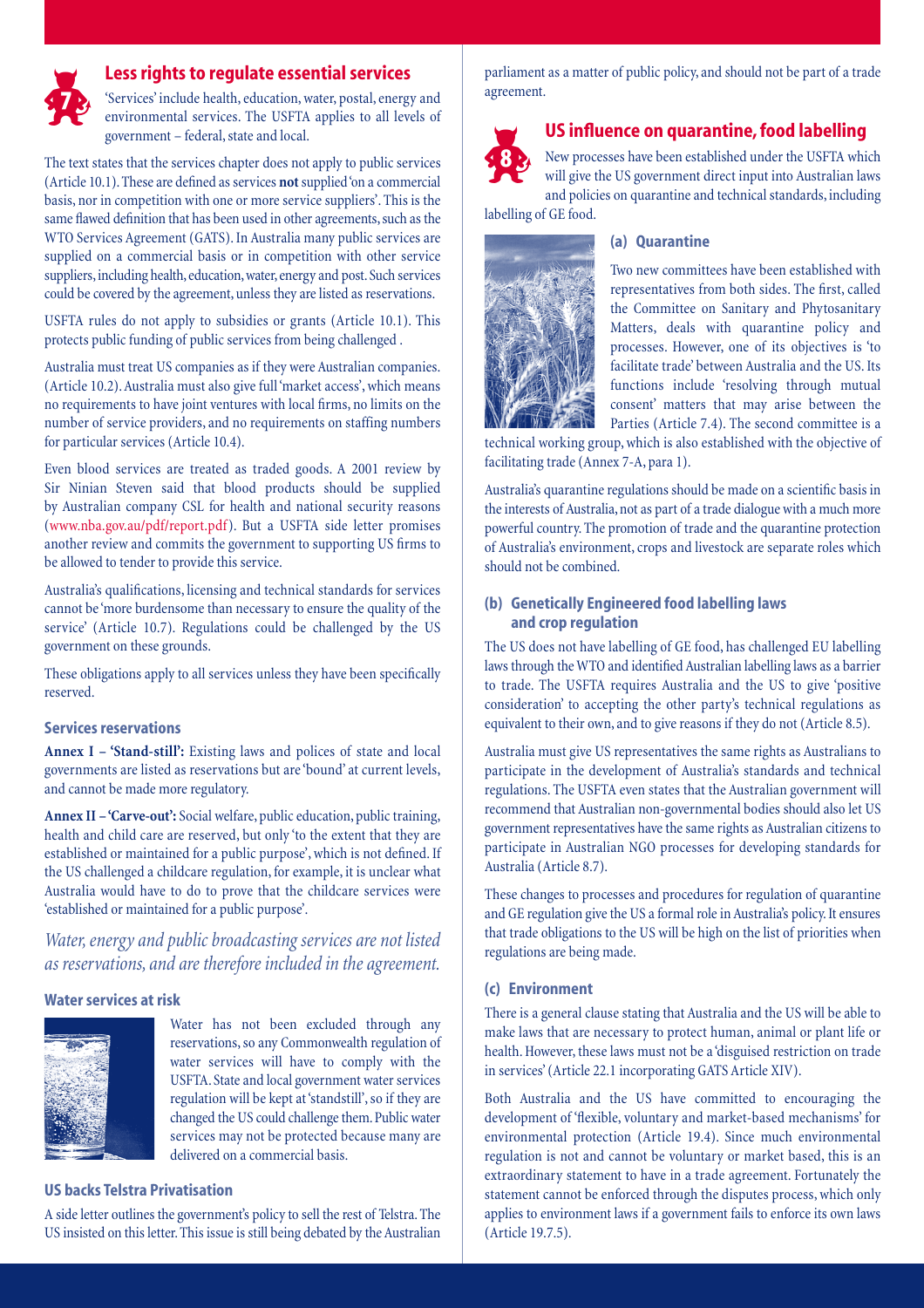## Less rights to regulate essential services

'Services' include health, education, water, postal, energy and environmental services. The USFTA applies to all levels of government – federal, state and local.

The text states that the services chapter does not apply to public services (Article 10.1). These are defined as services **not** supplied 'on a commercial basis, nor in competition with one or more service suppliers'. This is the same flawed definition that has been used in other agreements, such as the WTO Services Agreement (GATS). In Australia many public services are supplied on a commercial basis or in competition with other service suppliers, including health, education, water, energy and post. Such services could be covered by the agreement, unless they are listed as reservations.

USFTA rules do not apply to subsidies or grants (Article 10.1). This protects public funding of public services from being challenged .

Australia must treat US companies as if they were Australian companies. (Article 10.2). Australia must also give full 'market access', which means no requirements to have joint ventures with local firms, no limits on the number of service providers, and no requirements on staffing numbers for particular services (Article 10.4).

Even blood services are treated as traded goods. A 2001 review by Sir Ninian Steven said that blood products should be supplied by Australian company CSL for health and national security reasons (www.nba.gov.au/pdf/report.pdf). But a USFTA side letter promises another review and commits the government to supporting US firms to be allowed to tender to provide this service.

Australia's qualifications, licensing and technical standards for services cannot be 'more burdensome than necessary to ensure the quality of the service' (Article 10.7). Regulations could be challenged by the US government on these grounds.

These obligations apply to all services unless they have been specifically reserved.

### Services reservations

**Annex I – 'Stand-still':** Existing laws and polices of state and local governments are listed as reservations but are 'bound' at current levels, and cannot be made more regulatory.

**Annex II – 'Carve-out':** Social welfare, public education, public training, health and child care are reserved, but only 'to the extent that they are established or maintained for a public purpose', which is not defined. If the US challenged a childcare regulation, for example, it is unclear what Australia would have to do to prove that the childcare services were 'established or maintained for a public purpose'.

*Water, energy and public broadcasting services are not listed as reservations, and are therefore included in the agreement.*

### Water services at risk

Water has not been excluded through any reservations, so any Commonwealth regulation of water services will have to comply with the USFTA. State and local government water services regulation will be kept at 'standstill', so if they are changed the US could challenge them. Public water services may not be protected because many are delivered on a commercial basis.

### US backs Telstra Privatisation

A side letter outlines the government's policy to sell the rest of Telstra. The US insisted on this letter. This issue is still being debated by the Australian parliament as a matter of public policy, and should not be part of a trade agreement.

## US influence on quarantine, food labelling

New processes have been established under the USFTA which will give the US government direct input into Australian laws and policies on quarantine and technical standards, including labelling of GE food.

### (a) Quarantine

Two new committees have been established with representatives from both sides. The first, called the Committee on Sanitary and Phytosanitary Matters, deals with quarantine policy and processes. However, one of its objectives is 'to facilitate trade' between Australia and the US. Its functions include 'resolving through mutual consent' matters that may arise between the Parties (Article 7.4). The second committee is a technical working group, which is also established with the objective of facilitating trade (Annex 7-A, para 1).

Australia's quarantine regulations should be made on a scientific basis in the interests of Australia, not as part of a trade dialogue with a much more powerful country. The promotion of trade and the quarantine protection of Australia's environment, crops and livestock are separate roles which should not be combined.

### (b) Genetically Engineered food labelling laws and crop regulation

The US does not have labelling of GE food, has challenged EU labelling laws through the WTO and identified Australian labelling laws as a barrier to trade. The USFTA requires Australia and the US to give 'positive consideration' to accepting the other party's technical regulations as equivalent to their own, and to give reasons if they do not (Article 8.5).

Australia must give US representatives the same rights as Australians to participate in the development of Australia's standards and technical regulations. The USFTA even states that the Australian government will recommend that Australian non-governmental bodies should also let US government representatives have the same rights as Australian citizens to participate in Australian NGO processes for developing standards for Australia (Article 8.7).

These changes to processes and procedures for regulation of quarantine and GE regulation give the US a formal role in Australia's policy. It ensures that trade obligations to the US will be high on the list of priorities when regulations are being made.

### (c) Environment

There is a general clause stating that Australia and the US will be able to make laws that are necessary to protect human, animal or plant life or health. However, these laws must not be a 'disguised restriction on trade in services' (Article 22.1 incorporating GATS Article XIV).

Both Australia and the US have committed to encouraging the development of 'flexible, voluntary and market-based mechanisms' for environmental protection (Article 19.4). Since much environmental regulation is not and cannot be voluntary or market based, this is an extraordinary statement to have in a trade agreement. Fortunately the statement cannot be enforced through the disputes process, which only applies to environment laws if a government fails to enforce its own laws (Article 19.7.5).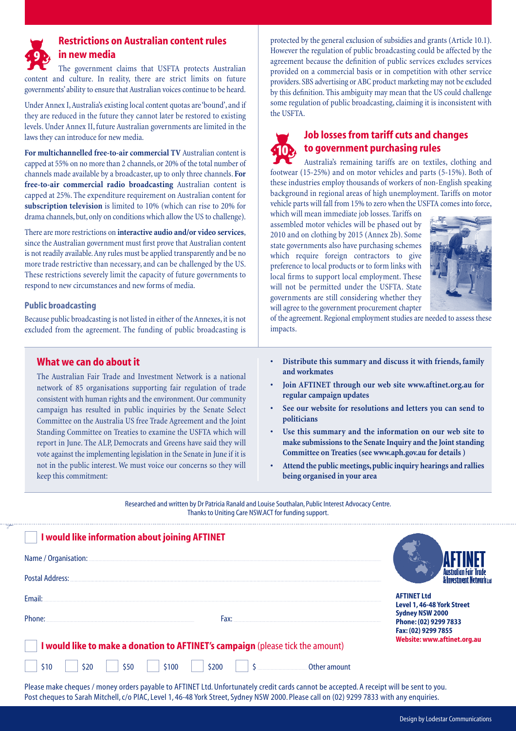## 9 Restrictions on Australian content rules in new media

The government claims that USFTA protects Australian content and culture. In reality, there are strict limits on future governments' ability to ensure that Australian voices continue to be heard.

Under Annex I, Australia's existing local content quotas are 'bound', and if they are reduced in the future they cannot later be restored to existing levels. Under Annex II, future Australian governments are limited in the laws they can introduce for new media.

**For multichannelled free-to-air commercial TV** Australian content is capped at 55% on no more than 2 channels, or 20% of the total number of channels made available by a broadcaster, up to only three channels. **For free-to-air commercial radio broadcasting** Australian content is capped at 25%. The expenditure requirement on Australian content for **subscription television** is limited to 10% (which can rise to 20% for drama channels, but, only on conditions which allow the US to challenge).

There are more restrictions on **interactive audio and/or video services**, since the Australian government must first prove that Australian content is not readily available. Any rules must be applied transparently and be no more trade restrictive than necessary, and can be challenged by the US. These restrictions severely limit the capacity of future governments to respond to new circumstances and new forms of media.

### Public broadcasting

Because public broadcasting is not listed in either of the Annexes, it is not excluded from the agreement. The funding of public broadcasting is protected by the general exclusion of subsidies and grants (Article 10.1). However the regulation of public broadcasting could be affected by the agreement because the definition of public services excludes services provided on a commercial basis or in competition with other service providers. SBS advertising or ABC product marketing may not be excluded by this definition. This ambiguity may mean that the US could challenge some regulation of public broadcasting, claiming it is inconsistent with the USFTA.

## 10 Job losses from tariff cuts and changes to government purchasing rules

Australia's remaining tariffs are on textiles, clothing and footwear (15-25%) and on motor vehicles and parts (5-15%). Both of these industries employ thousands of workers of non-English speaking background in regional areas of high unemployment. Tariffs on motor vehicle parts will fall from 15% to zero when the USFTA comes into force, which will mean immediate job losses. Tariffs on assembled motor vehicles will be phased out by 2010 and on clothing by 2015 (Annex 2b). Some state governments also have purchasing schemes which require foreign contractors to give preference to local products or to form links with local firms to support local employment. These will not be permitted under the USFTA. State governments are still considering whether they will agree to the government procurement chapter of the agreement. Regional employment studies are needed to assess these impacts.

## What we can do about it

The Australian Fair Trade and Investment Network is a national network of 85 organisations supporting fair regulation of trade consistent with human rights and the environment. Our community campaign has resulted in public inquiries by the Senate Select Committee on the Australia US free Trade Agreement and the Joint Standing Committee on Treaties to examine the USFTA which will report in June. The ALP, Democrats and Greens have said they will vote against the implementing legislation in the Senate in June if it is not in the public interest. We must voice our concerns so they will keep this commitment:

- **Distribute this summary and discuss it with friends, family and workmates**
- **Join AFTINET through our web site www.aftinet.org.au for regular campaign updates**
- **See our website for resolutions and letters you can send to politicians**
- **Use this summary and the information on our web site to make submissions to the Senate Inquiry and the Joint standing Committee on Treaties (see www.aph.gov.au for details )**
- **Attend the public meetings, public inquiry hearings and rallies being organised in your area**

Researched and written by Dr Patricia Ranald and Louise Southalan, Public Interest Advocacy Centre.
Thanks to Uniting Care NSW.ACT for funding support.

---

☐ **I would like information about joining AFTINET**

Name / Organisation: ____________________

Postal Address: ____________________

Email: ____________________

Phone: ____________________ Fax: ____________________

☐ **I would like to make a donation to AFTINET's campaign** (please tick the amount)

☐ $10 ☐ $20 ☐ $50 ☐ $100 ☐ $200 ☐ $________ Other amount

AFTINET Australian Fair Trade & Investment Network Ltd

**AFTINET Ltd**
**Level 1, 46-48 York Street**
**Sydney NSW 2000**
**Phone: (02) 9299 7833**
**Fax: (02) 9299 7855**
**Website: www.aftinet.org.au**

Please make cheques / money orders payable to AFTINET Ltd. Unfortunately credit cards cannot be accepted. A receipt will be sent to you. Post cheques to Sarah Mitchell, c/o PIAC, Level 1, 46-48 York Street, Sydney NSW 2000. Please call on (02) 9299 7833 with any enquiries.

Design by Lodestar Communications